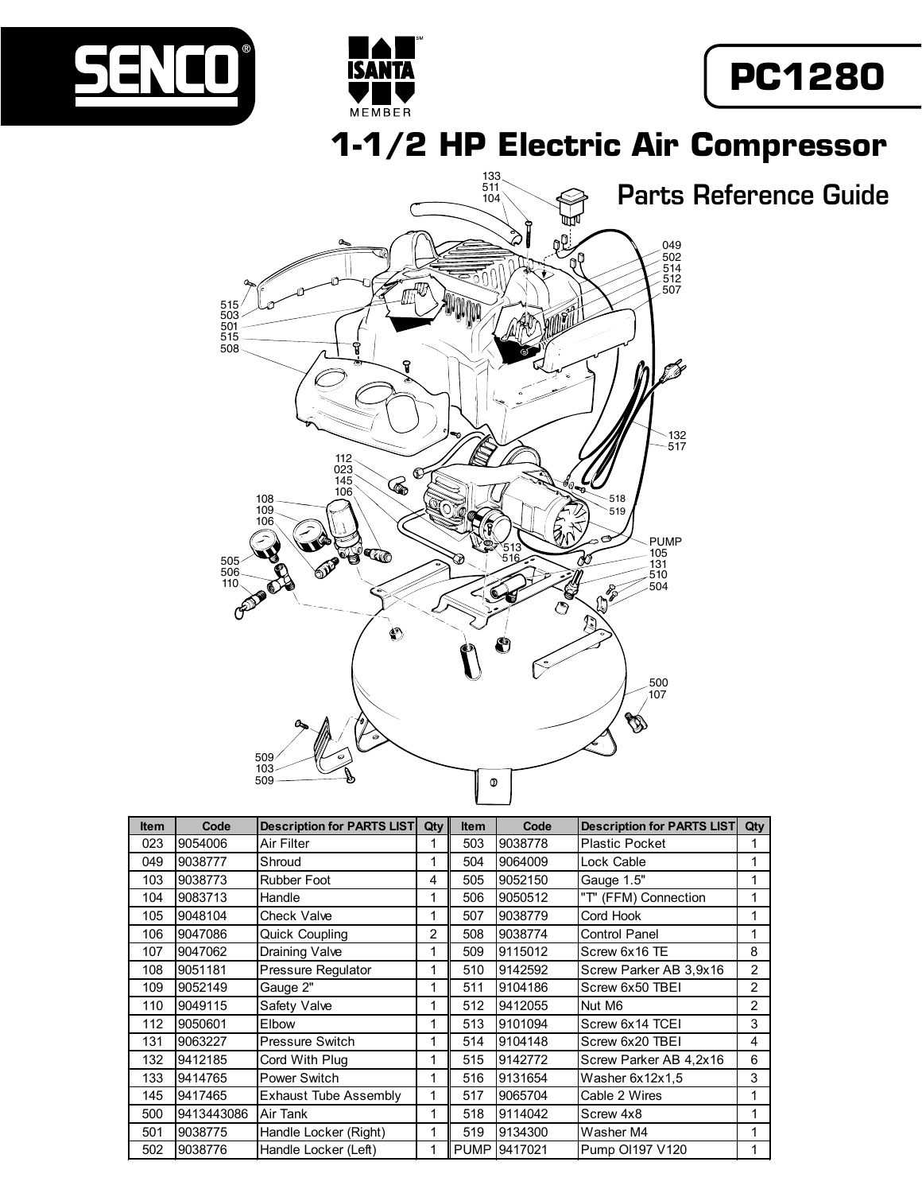SENCO®

ISANTA MEMBER

**PC1280**

# 1-1/2 HP Electric Air Compressor

## Parts Reference Guide

| Item | Code | Description for PARTS LIST | Qty | Item | Code | Description for PARTS LIST | Qty |
|---|---|---|---|---|---|---|---|
| 023 | 9054006 | Air Filter | 1 | 503 | 9038778 | Plastic Pocket | 1 |
| 049 | 9038777 | Shroud | 1 | 504 | 9064009 | Lock Cable | 1 |
| 103 | 9038773 | Rubber Foot | 4 | 505 | 9052150 | Gauge 1.5" | 1 |
| 104 | 9083713 | Handle | 1 | 506 | 9050512 | "T" (FFM) Connection | 1 |
| 105 | 9048104 | Check Valve | 1 | 507 | 9038779 | Cord Hook | 1 |
| 106 | 9047086 | Quick Coupling | 2 | 508 | 9038774 | Control Panel | 1 |
| 107 | 9047062 | Draining Valve | 1 | 509 | 9115012 | Screw 6x16 TE | 8 |
| 108 | 9051181 | Pressure Regulator | 1 | 510 | 9142592 | Screw Parker AB 3,9x16 | 2 |
| 109 | 9052149 | Gauge 2" | 1 | 511 | 9104186 | Screw 6x50 TBEI | 2 |
| 110 | 9049115 | Safety Valve | 1 | 512 | 9412055 | Nut M6 | 2 |
| 112 | 9050601 | Elbow | 1 | 513 | 9101094 | Screw 6x14 TCEI | 3 |
| 131 | 9063227 | Pressure Switch | 1 | 514 | 9104148 | Screw 6x20 TBEI | 4 |
| 132 | 9412185 | Cord With Plug | 1 | 515 | 9142772 | Screw Parker AB 4,2x16 | 6 |
| 133 | 9414765 | Power Switch | 1 | 516 | 9131654 | Washer 6x12x1,5 | 3 |
| 145 | 9417465 | Exhaust Tube Assembly | 1 | 517 | 9065704 | Cable 2 Wires | 1 |
| 500 | 9413443086 | Air Tank | 1 | 518 | 9114042 | Screw 4x8 | 1 |
| 501 | 9038775 | Handle Locker (Right) | 1 | 519 | 9134300 | Washer M4 | 1 |
| 502 | 9038776 | Handle Locker (Left) | 1 | PUMP | 9417021 | Pump OI197 V120 | 1 |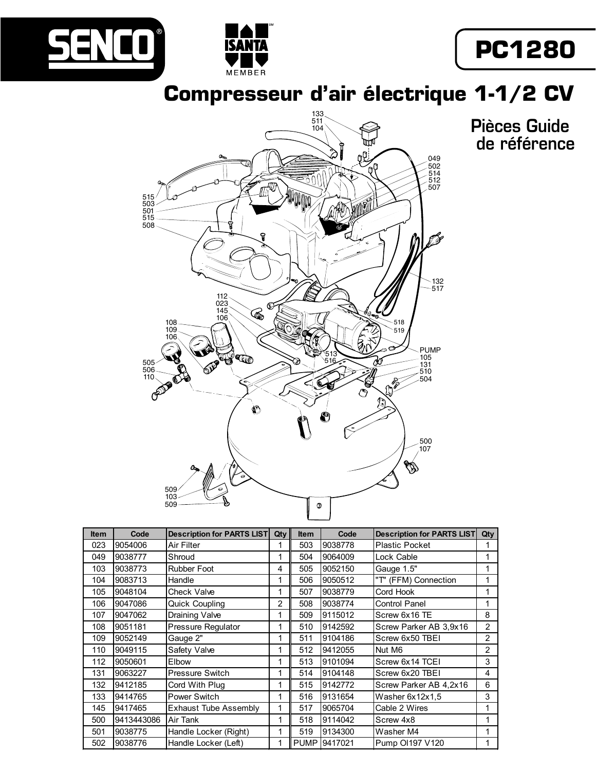SENCO ISANTA MEMBER

# PC1280

## Compresseur d'air électrique 1-1/2 CV

### Pièces Guide de référence

| Item | Code | Description for PARTS LIST | Qty | Item | Code | Description for PARTS LIST | Qty |
|---|---|---|---|---|---|---|---|
| 023 | 9054006 | Air Filter | 1 | 503 | 9038778 | Plastic Pocket | 1 |
| 049 | 9038777 | Shroud | 1 | 504 | 9064009 | Lock Cable | 1 |
| 103 | 9038773 | Rubber Foot | 4 | 505 | 9052150 | Gauge 1.5" | 1 |
| 104 | 9083713 | Handle | 1 | 506 | 9050512 | "T" (FFM) Connection | 1 |
| 105 | 9048104 | Check Valve | 1 | 507 | 9038779 | Cord Hook | 1 |
| 106 | 9047086 | Quick Coupling | 2 | 508 | 9038774 | Control Panel | 1 |
| 107 | 9047062 | Draining Valve | 1 | 509 | 9115012 | Screw 6x16 TE | 8 |
| 108 | 9051181 | Pressure Regulator | 1 | 510 | 9142592 | Screw Parker AB 3,9x16 | 2 |
| 109 | 9052149 | Gauge 2" | 1 | 511 | 9104186 | Screw 6x50 TBEI | 2 |
| 110 | 9049115 | Safety Valve | 1 | 512 | 9412055 | Nut M6 | 2 |
| 112 | 9050601 | Elbow | 1 | 513 | 9101094 | Screw 6x14 TCEI | 3 |
| 131 | 9063227 | Pressure Switch | 1 | 514 | 9104148 | Screw 6x20 TBEI | 4 |
| 132 | 9412185 | Cord With Plug | 1 | 515 | 9142772 | Screw Parker AB 4,2x16 | 6 |
| 133 | 9414765 | Power Switch | 1 | 516 | 9131654 | Washer 6x12x1,5 | 3 |
| 145 | 9417465 | Exhaust Tube Assembly | 1 | 517 | 9065704 | Cable 2 Wires | 1 |
| 500 | 9413443086 | Air Tank | 1 | 518 | 9114042 | Screw 4x8 | 1 |
| 501 | 9038775 | Handle Locker (Right) | 1 | 519 | 9134300 | Washer M4 | 1 |
| 502 | 9038776 | Handle Locker (Left) | 1 | PUMP | 9417021 | Pump OI197 V120 | 1 |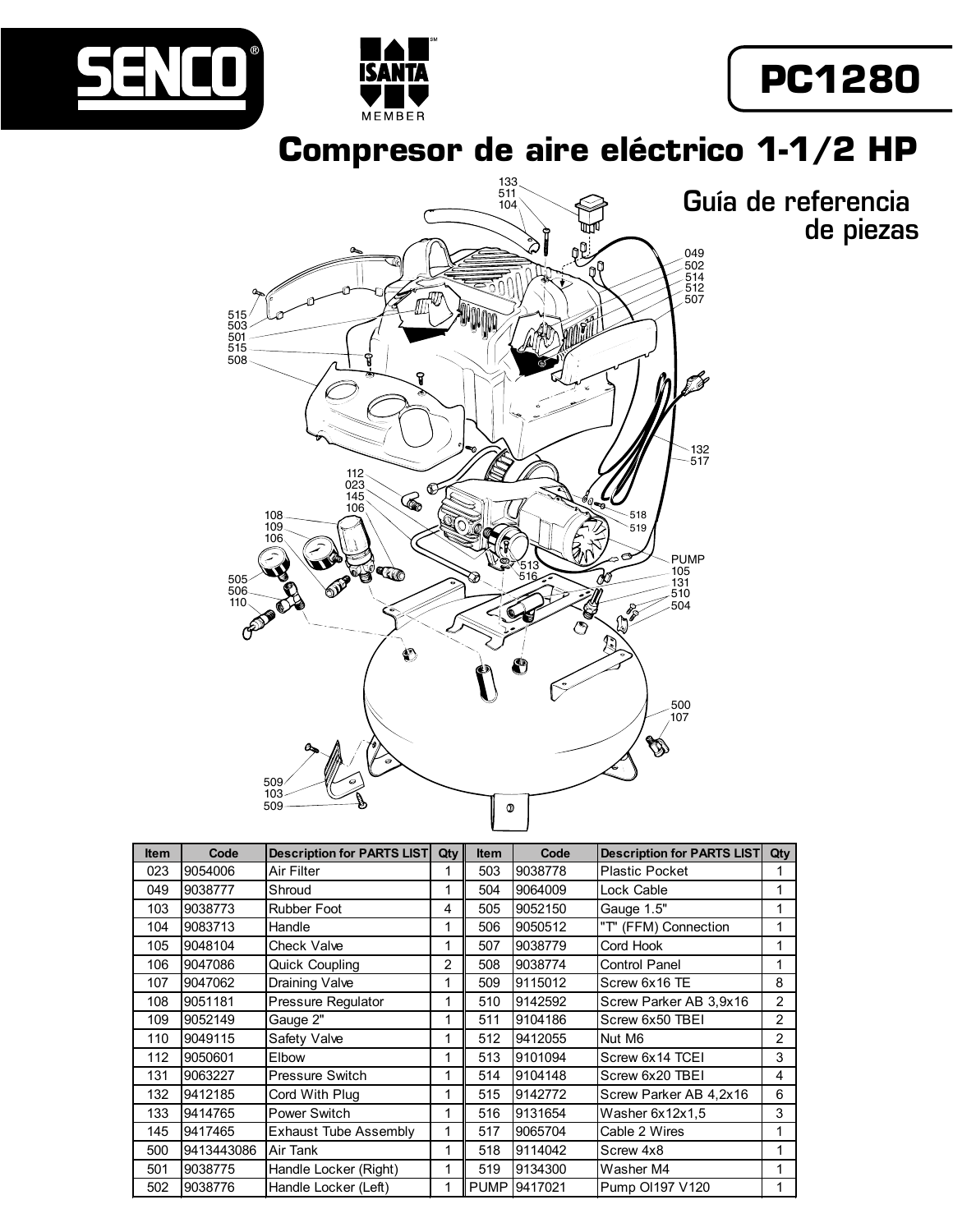SENCO

ISANTA MEMBER

PC1280

# Compresor de aire eléctrico 1-1/2 HP

## Guía de referencia de piezas

133
511
104

049
502
514
512
507

515
503
501
515
508

132
517

112
023
145
106

108
109
106

518
519

505
506
110

513
516

PUMP
105
131
510
504

500
107

509
103
509

| Item | Code | Description for PARTS LIST | Qty | Item | Code | Description for PARTS LIST | Qty |
|---|---|---|---|---|---|---|---|
| 023 | 9054006 | Air Filter | 1 | 503 | 9038778 | Plastic Pocket | 1 |
| 049 | 9038777 | Shroud | 1 | 504 | 9064009 | Lock Cable | 1 |
| 103 | 9038773 | Rubber Foot | 4 | 505 | 9052150 | Gauge 1.5" | 1 |
| 104 | 9083713 | Handle | 1 | 506 | 9050512 | "T" (FFM) Connection | 1 |
| 105 | 9048104 | Check Valve | 1 | 507 | 9038779 | Cord Hook | 1 |
| 106 | 9047086 | Quick Coupling | 2 | 508 | 9038774 | Control Panel | 1 |
| 107 | 9047062 | Draining Valve | 1 | 509 | 9115012 | Screw 6x16 TE | 8 |
| 108 | 9051181 | Pressure Regulator | 1 | 510 | 9142592 | Screw Parker AB 3,9x16 | 2 |
| 109 | 9052149 | Gauge 2" | 1 | 511 | 9104186 | Screw 6x50 TBEI | 2 |
| 110 | 9049115 | Safety Valve | 1 | 512 | 9412055 | Nut M6 | 2 |
| 112 | 9050601 | Elbow | 1 | 513 | 9101094 | Screw 6x14 TCEI | 3 |
| 131 | 9063227 | Pressure Switch | 1 | 514 | 9104148 | Screw 6x20 TBEI | 4 |
| 132 | 9412185 | Cord With Plug | 1 | 515 | 9142772 | Screw Parker AB 4,2x16 | 6 |
| 133 | 9414765 | Power Switch | 1 | 516 | 9131654 | Washer 6x12x1,5 | 3 |
| 145 | 9417465 | Exhaust Tube Assembly | 1 | 517 | 9065704 | Cable 2 Wires | 1 |
| 500 | 9413443086 | Air Tank | 1 | 518 | 9114042 | Screw 4x8 | 1 |
| 501 | 9038775 | Handle Locker (Right) | 1 | 519 | 9134300 | Washer M4 | 1 |
| 502 | 9038776 | Handle Locker (Left) | 1 | PUMP | 9417021 | Pump OI197 V120 | 1 |